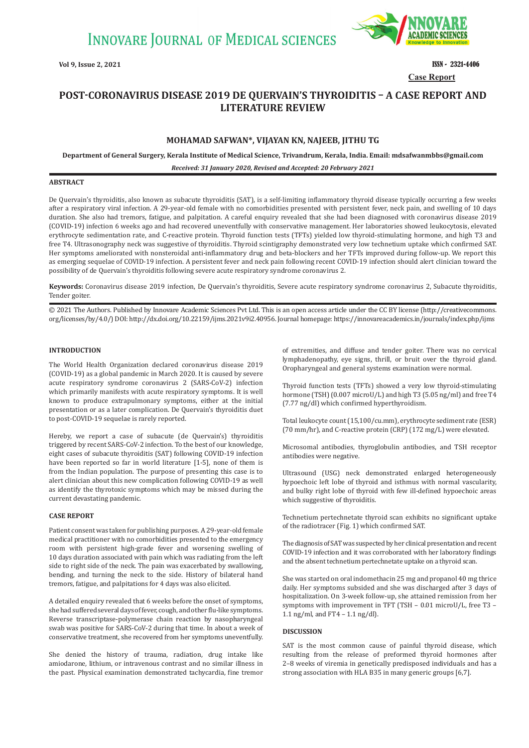# POST-CORONAVIRUS DISEASE 2019 DE QUERVAIN'S THYROIDITIS – A CASE REPORT AND LITERATURE REVIEW

**Case Report**

**MOHAMAD SAFWAN\*, VIJAYAN KN, NAJEEB, JITHU TG**

**Department of General Surgery, Kerala Institute of Medical Science, Trivandrum, Kerala, India. Email: mdsafwanmbbs@gmail.com**

***Received: 31 January 2020, Revised and Accepted: 20 February 2021***

## ABSTRACT

De Quervain's thyroiditis, also known as subacute thyroiditis (SAT), is a self-limiting inflammatory thyroid disease typically occurring a few weeks after a respiratory viral infection. A 29-year-old female with no comorbidities presented with persistent fever, neck pain, and swelling of 10 days duration. She also had tremors, fatigue, and palpitation. A careful enquiry revealed that she had been diagnosed with coronavirus disease 2019 (COVID-19) infection 6 weeks ago and had recovered uneventfully with conservative management. Her laboratories showed leukocytosis, elevated erythrocyte sedimentation rate, and C-reactive protein. Thyroid function tests (TFTs) yielded low thyroid-stimulating hormone, and high T3 and free T4. Ultrasonography neck was suggestive of thyroiditis. Thyroid scintigraphy demonstrated very low technetium uptake which confirmed SAT. Her symptoms ameliorated with nonsteroidal anti-inflammatory drug and beta-blockers and her TFTs improved during follow-up. We report this as emerging sequelae of COVID-19 infection. A persistent fever and neck pain following recent COVID-19 infection should alert clinician toward the possibility of de Quervain's thyroiditis following severe acute respiratory syndrome coronavirus 2.

**Keywords:** Coronavirus disease 2019 infection, De Quervain's thyroiditis, Severe acute respiratory syndrome coronavirus 2, Subacute thyroiditis, Tender goiter.

© 2021 The Authors. Published by Innovare Academic Sciences Pvt Ltd. This is an open access article under the CC BY license (http://creativecommons.org/licenses/by/4.0/) DOI: http://dx.doi.org/10.22159/ijms.2021v9i2.40956. Journal homepage: https://innovareacademics.in/journals/index.php/ijms

## INTRODUCTION

The World Health Organization declared coronavirus disease 2019 (COVID-19) as a global pandemic in March 2020. It is caused by severe acute respiratory syndrome coronavirus 2 (SARS-CoV-2) infection which primarily manifests with acute respiratory symptoms. It is well known to produce extrapulmonary symptoms, either at the initial presentation or as a later complication. De Quervain's thyroiditis duet to post-COVID-19 sequelae is rarely reported.

Hereby, we report a case of subacute (de Quervain's) thyroiditis triggered by recent SARS-CoV-2 infection. To the best of our knowledge, eight cases of subacute thyroiditis (SAT) following COVID-19 infection have been reported so far in world literature [1-5], none of them is from the Indian population. The purpose of presenting this case is to alert clinician about this new complication following COVID-19 as well as identify the thyrotoxic symptoms which may be missed during the current devastating pandemic.

## CASE REPORT

Patient consent was taken for publishing purposes. A 29-year-old female medical practitioner with no comorbidities presented to the emergency room with persistent high-grade fever and worsening swelling of 10 days duration associated with pain which was radiating from the left side to right side of the neck. The pain was exacerbated by swallowing, bending, and turning the neck to the side. History of bilateral hand tremors, fatigue, and palpitations for 4 days was also elicited.

A detailed enquiry revealed that 6 weeks before the onset of symptoms, she had suffered several days of fever, cough, and other flu-like symptoms. Reverse transcriptase-polymerase chain reaction by nasopharyngeal swab was positive for SARS-CoV-2 during that time. In about a week of conservative treatment, she recovered from her symptoms uneventfully.

She denied the history of trauma, radiation, drug intake like amiodarone, lithium, or intravenous contrast and no similar illness in the past. Physical examination demonstrated tachycardia, fine tremor of extremities, and diffuse and tender goiter. There was no cervical lymphadenopathy, eye signs, thrill, or bruit over the thyroid gland. Oropharyngeal and general systems examination were normal.

Thyroid function tests (TFTs) showed a very low thyroid-stimulating hormone (TSH) (0.007 microU/L) and high T3 (5.05 ng/ml) and free T4 (7.77 ng/dl) which confirmed hyperthyroidism.

Total leukocyte count (15,100/cu.mm), erythrocyte sediment rate (ESR) (70 mm/hr), and C-reactive protein (CRP) (172 mg/L) were elevated.

Microsomal antibodies, thyroglobulin antibodies, and TSH receptor antibodies were negative.

Ultrasound (USG) neck demonstrated enlarged heterogeneously hypoechoic left lobe of thyroid and isthmus with normal vascularity, and bulky right lobe of thyroid with few ill-defined hypoechoic areas which suggestive of thyroiditis.

Technetium pertechnetate thyroid scan exhibits no significant uptake of the radiotracer (Fig. 1) which confirmed SAT.

The diagnosis of SAT was suspected by her clinical presentation and recent COVID-19 infection and it was corroborated with her laboratory findings and the absent technetium pertechnetate uptake on a thyroid scan.

She was started on oral indomethacin 25 mg and propanol 40 mg thrice daily. Her symptoms subsided and she was discharged after 3 days of hospitalization. On 3-week follow-up, she attained remission from her symptoms with improvement in TFT (TSH – 0.01 microU/L, free T3 – 1.1 ng/ml, and FT4 – 1.1 ng/dl).

## DISCUSSION

SAT is the most common cause of painful thyroid disease, which resulting from the release of preformed thyroid hormones after 2–8 weeks of viremia in genetically predisposed individuals and has a strong association with HLA B35 in many generic groups [6,7].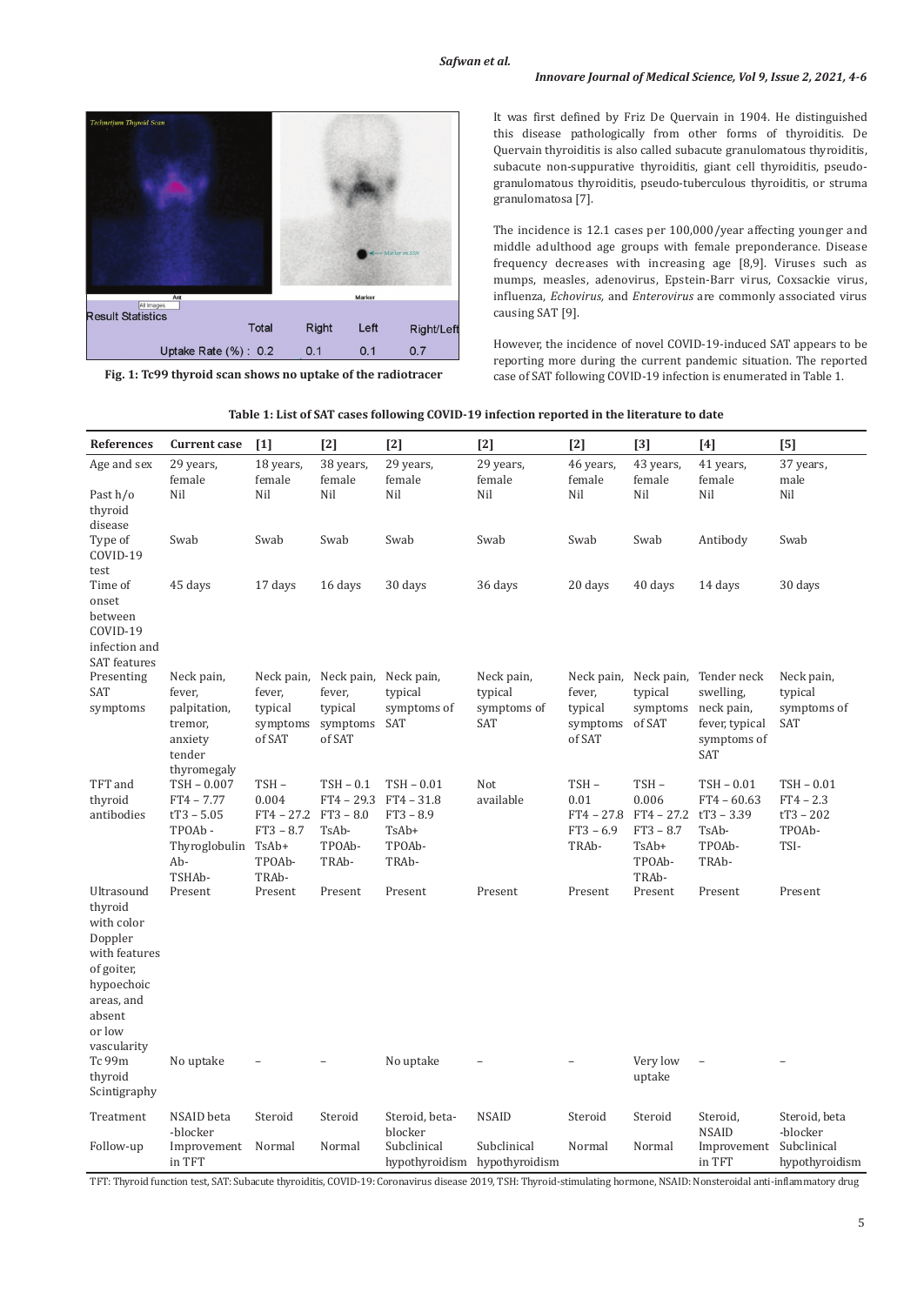Fig. 1: Tc99 thyroid scan shows no uptake of the radiotracer

It was first defined by Friz De Quervain in 1904. He distinguished this disease pathologically from other forms of thyroiditis. De Quervain thyroiditis is also called subacute granulomatous thyroiditis, subacute non-suppurative thyroiditis, giant cell thyroiditis, pseudo-granulomatous thyroiditis, pseudo-tuberculous thyroiditis, or struma granulomatosa [7].

The incidence is 12.1 cases per 100,000/year affecting younger and middle adulthood age groups with female preponderance. Disease frequency decreases with increasing age [8,9]. Viruses such as mumps, measles, adenovirus, Epstein-Barr virus, Coxsackie virus, influenza, *Echovirus,* and *Enterovirus* are commonly associated virus causing SAT [9].

However, the incidence of novel COVID-19-induced SAT appears to be reporting more during the current pandemic situation. The reported case of SAT following COVID-19 infection is enumerated in Table 1.

**Table 1: List of SAT cases following COVID-19 infection reported in the literature to date**

| References | Current case | [1] | [2] | [2] | [2] | [2] | [3] | [4] | [5] |
|---|---|---|---|---|---|---|---|---|---|
| Age and sex | 29 years, female | 18 years, female | 38 years, female | 29 years, female | 29 years, female | 46 years, female | 43 years, female | 41 years, female | 37 years, male |
| Past h/o thyroid disease | Nil | Nil | Nil | Nil | Nil | Nil | Nil | Nil | Nil |
| Type of COVID-19 test | Swab | Swab | Swab | Swab | Swab | Swab | Swab | Antibody | Swab |
| Time of onset between COVID-19 infection and SAT features | 45 days | 17 days | 16 days | 30 days | 36 days | 20 days | 40 days | 14 days | 30 days |
| Presenting SAT symptoms | Neck pain, fever, palpitation, tremor, anxiety tender thyromegaly | Neck pain, fever, typical symptoms of SAT | Neck pain, fever, typical symptoms of SAT | Neck pain, typical symptoms of SAT | Neck pain, typical symptoms of SAT | Neck pain, fever, typical symptoms of SAT | Neck pain, typical symptoms of SAT | Tender neck swelling, neck pain, fever, typical symptoms of SAT | Neck pain, typical symptoms of SAT |
| TFT and thyroid antibodies | TSH – 0.007 FT4 – 7.77 tT3 – 5.05 TPOAb - Thyroglobulin Ab- TSHAb- | TSH – 0.004 FT4 – 27.2 FT3 – 8.7 TsAb+ TPOAb- TRAb- | TSH – 0.1 FT4 – 29.3 FT3 – 8.0 TsAb- TPOAb- TRAb- | TSH – 0.01 FT4 – 31.8 FT3 – 8.9 TsAb+ TPOAb- TRAb- | Not available | TSH – 0.01 FT4 – 27.8 FT3 – 6.9 TRAb- | TSH – 0.006 FT4 – 27.2 FT3 – 8.7 TsAb+ TPOAb- TRAb- | TSH – 0.01 FT4 – 60.63 tT3 – 3.39 TsAb- TPOAb- TRAb- | TSH – 0.01 FT4 – 2.3 tT3 – 202 TPOAb- TSI- |
| Ultrasound thyroid with color Doppler with features of goiter, hypoechoic areas, and absent or low vascularity | Present | Present | Present | Present | Present | Present | Present | Present | Present |
| Tc 99m thyroid Scintigraphy | No uptake | – | – | No uptake | – | – | Very low uptake | – | – |
| Treatment | NSAID beta -blocker | Steroid | Steroid | Steroid, beta-blocker | NSAID | Steroid | Steroid | Steroid, NSAID | Steroid, beta -blocker |
| Follow-up | Improvement in TFT | Normal | Normal | Subclinical hypothyroidism | Subclinical hypothyroidism | Normal | Normal | Improvement in TFT | Subclinical hypothyroidism |

TFT: Thyroid function test, SAT: Subacute thyroiditis, COVID-19: Coronavirus disease 2019, TSH: Thyroid-stimulating hormone, NSAID: Nonsteroidal anti-inflammatory drug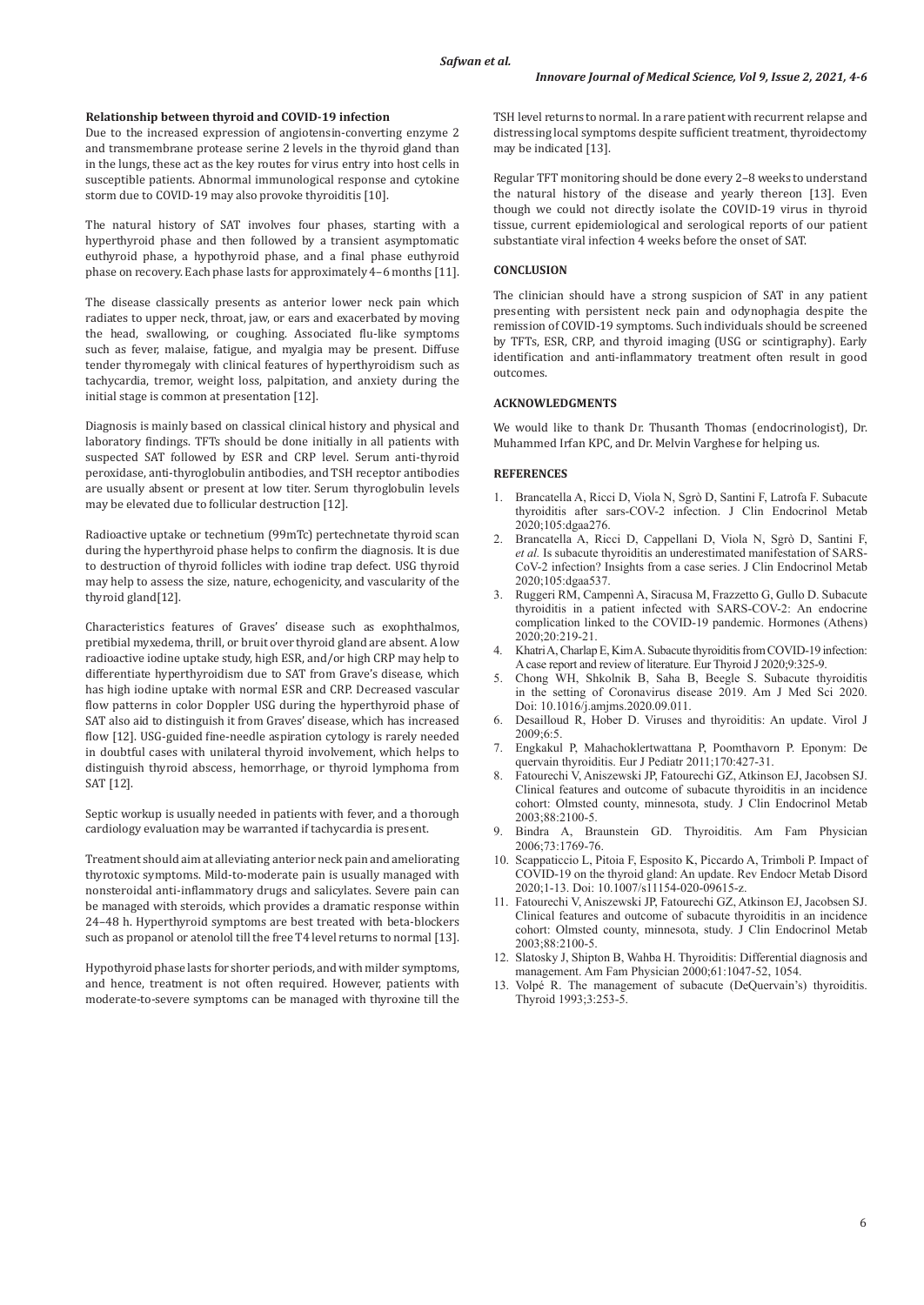### Relationship between thyroid and COVID-19 infection

Due to the increased expression of angiotensin-converting enzyme 2 and transmembrane protease serine 2 levels in the thyroid gland than in the lungs, these act as the key routes for virus entry into host cells in susceptible patients. Abnormal immunological response and cytokine storm due to COVID-19 may also provoke thyroiditis [10].

The natural history of SAT involves four phases, starting with a hyperthyroid phase and then followed by a transient asymptomatic euthyroid phase, a hypothyroid phase, and a final phase euthyroid phase on recovery. Each phase lasts for approximately 4–6 months [11].

The disease classically presents as anterior lower neck pain which radiates to upper neck, throat, jaw, or ears and exacerbated by moving the head, swallowing, or coughing. Associated flu-like symptoms such as fever, malaise, fatigue, and myalgia may be present. Diffuse tender thyromegaly with clinical features of hyperthyroidism such as tachycardia, tremor, weight loss, palpitation, and anxiety during the initial stage is common at presentation [12].

Diagnosis is mainly based on classical clinical history and physical and laboratory findings. TFTs should be done initially in all patients with suspected SAT followed by ESR and CRP level. Serum anti-thyroid peroxidase, anti-thyroglobulin antibodies, and TSH receptor antibodies are usually absent or present at low titer. Serum thyroglobulin levels may be elevated due to follicular destruction [12].

Radioactive uptake or technetium (99mTc) pertechnetate thyroid scan during the hyperthyroid phase helps to confirm the diagnosis. It is due to destruction of thyroid follicles with iodine trap defect. USG thyroid may help to assess the size, nature, echogenicity, and vascularity of the thyroid gland[12].

Characteristics features of Graves' disease such as exophthalmos, pretibial myxedema, thrill, or bruit over thyroid gland are absent. A low radioactive iodine uptake study, high ESR, and/or high CRP may help to differentiate hyperthyroidism due to SAT from Grave's disease, which has high iodine uptake with normal ESR and CRP. Decreased vascular flow patterns in color Doppler USG during the hyperthyroid phase of SAT also aid to distinguish it from Graves' disease, which has increased flow [12]. USG-guided fine-needle aspiration cytology is rarely needed in doubtful cases with unilateral thyroid involvement, which helps to distinguish thyroid abscess, hemorrhage, or thyroid lymphoma from SAT [12].

Septic workup is usually needed in patients with fever, and a thorough cardiology evaluation may be warranted if tachycardia is present.

Treatment should aim at alleviating anterior neck pain and ameliorating thyrotoxic symptoms. Mild-to-moderate pain is usually managed with nonsteroidal anti-inflammatory drugs and salicylates. Severe pain can be managed with steroids, which provides a dramatic response within 24–48 h. Hyperthyroid symptoms are best treated with beta-blockers such as propanol or atenolol till the free T4 level returns to normal [13].

Hypothyroid phase lasts for shorter periods, and with milder symptoms, and hence, treatment is not often required. However, patients with moderate-to-severe symptoms can be managed with thyroxine till the TSH level returns to normal. In a rare patient with recurrent relapse and distressing local symptoms despite sufficient treatment, thyroidectomy may be indicated [13].

Regular TFT monitoring should be done every 2–8 weeks to understand the natural history of the disease and yearly thereon [13]. Even though we could not directly isolate the COVID-19 virus in thyroid tissue, current epidemiological and serological reports of our patient substantiate viral infection 4 weeks before the onset of SAT.

## CONCLUSION

The clinician should have a strong suspicion of SAT in any patient presenting with persistent neck pain and odynophagia despite the remission of COVID-19 symptoms. Such individuals should be screened by TFTs, ESR, CRP, and thyroid imaging (USG or scintigraphy). Early identification and anti-inflammatory treatment often result in good outcomes.

## ACKNOWLEDGMENTS

We would like to thank Dr. Thusanth Thomas (endocrinologist), Dr. Muhammed Irfan KPC, and Dr. Melvin Varghese for helping us.

## REFERENCES

1. Brancatella A, Ricci D, Viola N, Sgrò D, Santini F, Latrofa F. Subacute thyroiditis after sars-COV-2 infection. J Clin Endocrinol Metab 2020;105:dgaa276.
2. Brancatella A, Ricci D, Cappellani D, Viola N, Sgrò D, Santini F, *et al.* Is subacute thyroiditis an underestimated manifestation of SARS-CoV-2 infection? Insights from a case series. J Clin Endocrinol Metab 2020;105:dgaa537.
3. Ruggeri RM, Campennì A, Siracusa M, Frazzetto G, Gullo D. Subacute thyroiditis in a patient infected with SARS-COV-2: An endocrine complication linked to the COVID-19 pandemic. Hormones (Athens) 2020;20:219-21.
4. Khatri A, Charlap E, Kim A. Subacute thyroiditis from COVID-19 infection: A case report and review of literature. Eur Thyroid J 2020;9:325-9.
5. Chong WH, Shkolnik B, Saha B, Beegle S. Subacute thyroiditis in the setting of Coronavirus disease 2019. Am J Med Sci 2020. Doi: 10.1016/j.amjms.2020.09.011.
6. Desailloud R, Hober D. Viruses and thyroiditis: An update. Virol J 2009;6:5.
7. Engkakul P, Mahachoklertwattana P, Poomthavorn P. Eponym: De quervain thyroiditis. Eur J Pediatr 2011;170:427-31.
8. Fatourechi V, Aniszewski JP, Fatourechi GZ, Atkinson EJ, Jacobsen SJ. Clinical features and outcome of subacute thyroiditis in an incidence cohort: Olmsted county, minnesota, study. J Clin Endocrinol Metab 2003;88:2100-5.
9. Bindra A, Braunstein GD. Thyroiditis. Am Fam Physician 2006;73:1769-76.
10. Scappaticcio L, Pitoia F, Esposito K, Piccardo A, Trimboli P. Impact of COVID-19 on the thyroid gland: An update. Rev Endocr Metab Disord 2020;1-13. Doi: 10.1007/s11154-020-09615-z.
11. Fatourechi V, Aniszewski JP, Fatourechi GZ, Atkinson EJ, Jacobsen SJ. Clinical features and outcome of subacute thyroiditis in an incidence cohort: Olmsted county, minnesota, study. J Clin Endocrinol Metab 2003;88:2100-5.
12. Slatosky J, Shipton B, Wahba H. Thyroiditis: Differential diagnosis and management. Am Fam Physician 2000;61:1047-52, 1054.
13. Volpé R. The management of subacute (DeQuervain's) thyroiditis. Thyroid 1993;3:253-5.